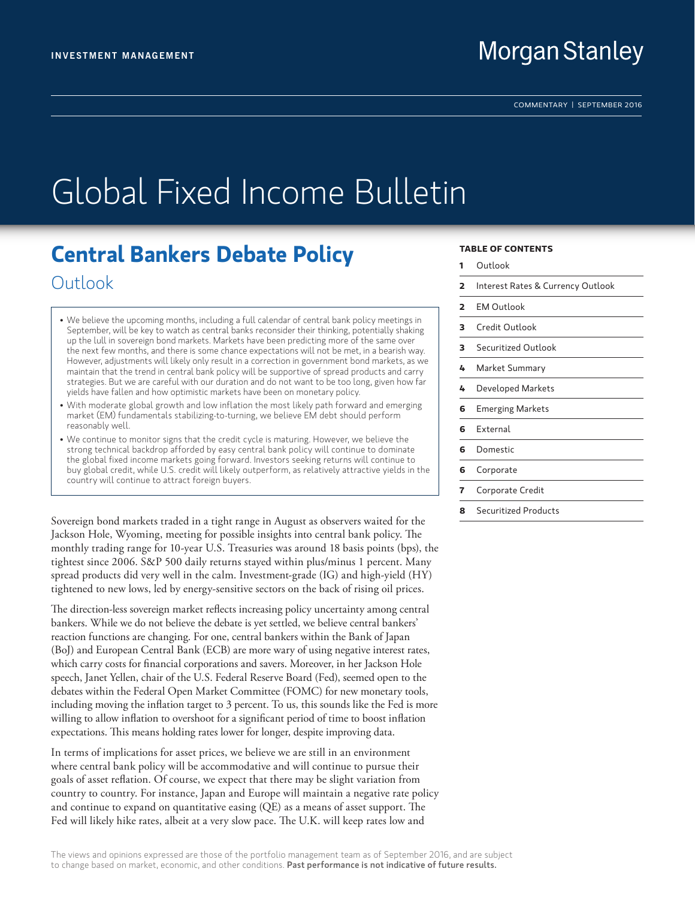INVESTMENT MANAGEMENT

Morgan Stanley

COMMENTARY | SEPTEMBER 2016

# Global Fixed Income Bulletin

## Central Bankers Debate Policy

### Outlook

- We believe the upcoming months, including a full calendar of central bank policy meetings in September, will be key to watch as central banks reconsider their thinking, potentially shaking up the lull in sovereign bond markets. Markets have been predicting more of the same over the next few months, and there is some chance expectations will not be met, in a bearish way. However, adjustments will likely only result in a correction in government bond markets, as we maintain that the trend in central bank policy will be supportive of spread products and carry strategies. But we are careful with our duration and do not want to be too long, given how far yields have fallen and how optimistic markets have been on monetary policy.
- With moderate global growth and low inflation the most likely path forward and emerging market (EM) fundamentals stabilizing-to-turning, we believe EM debt should perform reasonably well.
- We continue to monitor signs that the credit cycle is maturing. However, we believe the strong technical backdrop afforded by easy central bank policy will continue to dominate the global fixed income markets going forward. Investors seeking returns will continue to buy global credit, while U.S. credit will likely outperform, as relatively attractive yields in the country will continue to attract foreign buyers.

**TABLE OF CONTENTS**

| | |
|---|---|
| 1 | Outlook |
| 2 | Interest Rates & Currency Outlook |
| 2 | EM Outlook |
| 3 | Credit Outlook |
| 3 | Securitized Outlook |
| 4 | Market Summary |
| 4 | Developed Markets |
| 6 | Emerging Markets |
| 6 | External |
| 6 | Domestic |
| 6 | Corporate |
| 7 | Corporate Credit |
| 8 | Securitized Products |

Sovereign bond markets traded in a tight range in August as observers waited for the Jackson Hole, Wyoming, meeting for possible insights into central bank policy. The monthly trading range for 10-year U.S. Treasuries was around 18 basis points (bps), the tightest since 2006. S&P 500 daily returns stayed within plus/minus 1 percent. Many spread products did very well in the calm. Investment-grade (IG) and high-yield (HY) tightened to new lows, led by energy-sensitive sectors on the back of rising oil prices.

The direction-less sovereign market reflects increasing policy uncertainty among central bankers. While we do not believe the debate is yet settled, we believe central bankers' reaction functions are changing. For one, central bankers within the Bank of Japan (BoJ) and European Central Bank (ECB) are more wary of using negative interest rates, which carry costs for financial corporations and savers. Moreover, in her Jackson Hole speech, Janet Yellen, chair of the U.S. Federal Reserve Board (Fed), seemed open to the debates within the Federal Open Market Committee (FOMC) for new monetary tools, including moving the inflation target to 3 percent. To us, this sounds like the Fed is more willing to allow inflation to overshoot for a significant period of time to boost inflation expectations. This means holding rates lower for longer, despite improving data.

In terms of implications for asset prices, we believe we are still in an environment where central bank policy will be accommodative and will continue to pursue their goals of asset reflation. Of course, we expect that there may be slight variation from country to country. For instance, Japan and Europe will maintain a negative rate policy and continue to expand on quantitative easing (QE) as a means of asset support. The Fed will likely hike rates, albeit at a very slow pace. The U.K. will keep rates low and

The views and opinions expressed are those of the portfolio management team as of September 2016, and are subject to change based on market, economic, and other conditions. **Past performance is not indicative of future results.**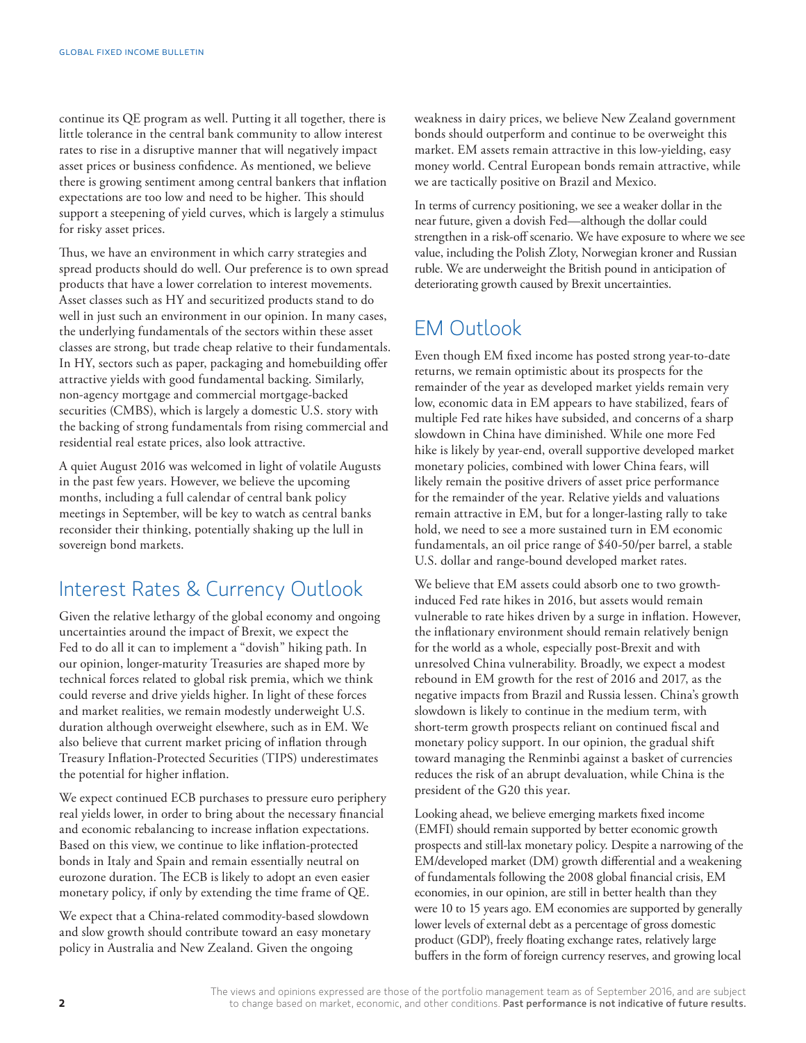continue its QE program as well. Putting it all together, there is little tolerance in the central bank community to allow interest rates to rise in a disruptive manner that will negatively impact asset prices or business confidence. As mentioned, we believe there is growing sentiment among central bankers that inflation expectations are too low and need to be higher. This should support a steepening of yield curves, which is largely a stimulus for risky asset prices.

Thus, we have an environment in which carry strategies and spread products should do well. Our preference is to own spread products that have a lower correlation to interest movements. Asset classes such as HY and securitized products stand to do well in just such an environment in our opinion. In many cases, the underlying fundamentals of the sectors within these asset classes are strong, but trade cheap relative to their fundamentals. In HY, sectors such as paper, packaging and homebuilding offer attractive yields with good fundamental backing. Similarly, non-agency mortgage and commercial mortgage-backed securities (CMBS), which is largely a domestic U.S. story with the backing of strong fundamentals from rising commercial and residential real estate prices, also look attractive.

A quiet August 2016 was welcomed in light of volatile Augusts in the past few years. However, we believe the upcoming months, including a full calendar of central bank policy meetings in September, will be key to watch as central banks reconsider their thinking, potentially shaking up the lull in sovereign bond markets.

## Interest Rates & Currency Outlook

Given the relative lethargy of the global economy and ongoing uncertainties around the impact of Brexit, we expect the Fed to do all it can to implement a "dovish" hiking path. In our opinion, longer-maturity Treasuries are shaped more by technical forces related to global risk premia, which we think could reverse and drive yields higher. In light of these forces and market realities, we remain modestly underweight U.S. duration although overweight elsewhere, such as in EM. We also believe that current market pricing of inflation through Treasury Inflation-Protected Securities (TIPS) underestimates the potential for higher inflation.

We expect continued ECB purchases to pressure euro periphery real yields lower, in order to bring about the necessary financial and economic rebalancing to increase inflation expectations. Based on this view, we continue to like inflation-protected bonds in Italy and Spain and remain essentially neutral on eurozone duration. The ECB is likely to adopt an even easier monetary policy, if only by extending the time frame of QE.

We expect that a China-related commodity-based slowdown and slow growth should contribute toward an easy monetary policy in Australia and New Zealand. Given the ongoing weakness in dairy prices, we believe New Zealand government bonds should outperform and continue to be overweight this market. EM assets remain attractive in this low-yielding, easy money world. Central European bonds remain attractive, while we are tactically positive on Brazil and Mexico.

In terms of currency positioning, we see a weaker dollar in the near future, given a dovish Fed—although the dollar could strengthen in a risk-off scenario. We have exposure to where we see value, including the Polish Zloty, Norwegian kroner and Russian ruble. We are underweight the British pound in anticipation of deteriorating growth caused by Brexit uncertainties.

## EM Outlook

Even though EM fixed income has posted strong year-to-date returns, we remain optimistic about its prospects for the remainder of the year as developed market yields remain very low, economic data in EM appears to have stabilized, fears of multiple Fed rate hikes have subsided, and concerns of a sharp slowdown in China have diminished. While one more Fed hike is likely by year-end, overall supportive developed market monetary policies, combined with lower China fears, will likely remain the positive drivers of asset price performance for the remainder of the year. Relative yields and valuations remain attractive in EM, but for a longer-lasting rally to take hold, we need to see a more sustained turn in EM economic fundamentals, an oil price range of $40-50/per barrel, a stable U.S. dollar and range-bound developed market rates.

We believe that EM assets could absorb one to two growth-induced Fed rate hikes in 2016, but assets would remain vulnerable to rate hikes driven by a surge in inflation. However, the inflationary environment should remain relatively benign for the world as a whole, especially post-Brexit and with unresolved China vulnerability. Broadly, we expect a modest rebound in EM growth for the rest of 2016 and 2017, as the negative impacts from Brazil and Russia lessen. China's growth slowdown is likely to continue in the medium term, with short-term growth prospects reliant on continued fiscal and monetary policy support. In our opinion, the gradual shift toward managing the Renminbi against a basket of currencies reduces the risk of an abrupt devaluation, while China is the president of the G20 this year.

Looking ahead, we believe emerging markets fixed income (EMFI) should remain supported by better economic growth prospects and still-lax monetary policy. Despite a narrowing of the EM/developed market (DM) growth differential and a weakening of fundamentals following the 2008 global financial crisis, EM economies, in our opinion, are still in better health than they were 10 to 15 years ago. EM economies are supported by generally lower levels of external debt as a percentage of gross domestic product (GDP), freely floating exchange rates, relatively large buffers in the form of foreign currency reserves, and growing local

The views and opinions expressed are those of the portfolio management team as of September 2016, and are subject to change based on market, economic, and other conditions. **Past performance is not indicative of future results.**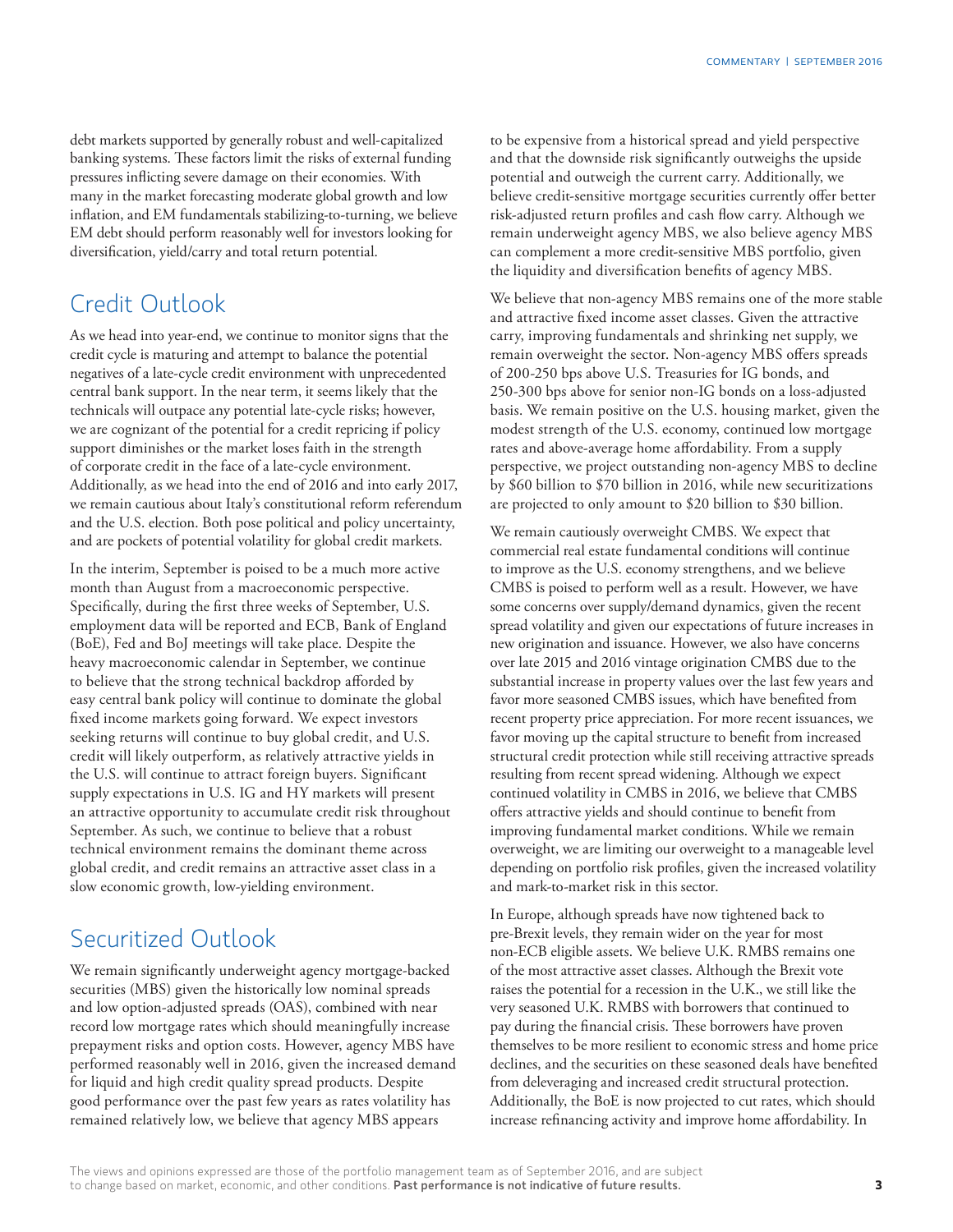debt markets supported by generally robust and well-capitalized banking systems. These factors limit the risks of external funding pressures inflicting severe damage on their economies. With many in the market forecasting moderate global growth and low inflation, and EM fundamentals stabilizing-to-turning, we believe EM debt should perform reasonably well for investors looking for diversification, yield/carry and total return potential.

## Credit Outlook

As we head into year-end, we continue to monitor signs that the credit cycle is maturing and attempt to balance the potential negatives of a late-cycle credit environment with unprecedented central bank support. In the near term, it seems likely that the technicals will outpace any potential late-cycle risks; however, we are cognizant of the potential for a credit repricing if policy support diminishes or the market loses faith in the strength of corporate credit in the face of a late-cycle environment. Additionally, as we head into the end of 2016 and into early 2017, we remain cautious about Italy's constitutional reform referendum and the U.S. election. Both pose political and policy uncertainty, and are pockets of potential volatility for global credit markets.

In the interim, September is poised to be a much more active month than August from a macroeconomic perspective. Specifically, during the first three weeks of September, U.S. employment data will be reported and ECB, Bank of England (BoE), Fed and BoJ meetings will take place. Despite the heavy macroeconomic calendar in September, we continue to believe that the strong technical backdrop afforded by easy central bank policy will continue to dominate the global fixed income markets going forward. We expect investors seeking returns will continue to buy global credit, and U.S. credit will likely outperform, as relatively attractive yields in the U.S. will continue to attract foreign buyers. Significant supply expectations in U.S. IG and HY markets will present an attractive opportunity to accumulate credit risk throughout September. As such, we continue to believe that a robust technical environment remains the dominant theme across global credit, and credit remains an attractive asset class in a slow economic growth, low-yielding environment.

## Securitized Outlook

We remain significantly underweight agency mortgage-backed securities (MBS) given the historically low nominal spreads and low option-adjusted spreads (OAS), combined with near record low mortgage rates which should meaningfully increase prepayment risks and option costs. However, agency MBS have performed reasonably well in 2016, given the increased demand for liquid and high credit quality spread products. Despite good performance over the past few years as rates volatility has remained relatively low, we believe that agency MBS appears to be expensive from a historical spread and yield perspective and that the downside risk significantly outweighs the upside potential and outweigh the current carry. Additionally, we believe credit-sensitive mortgage securities currently offer better risk-adjusted return profiles and cash flow carry. Although we remain underweight agency MBS, we also believe agency MBS can complement a more credit-sensitive MBS portfolio, given the liquidity and diversification benefits of agency MBS.

We believe that non-agency MBS remains one of the more stable and attractive fixed income asset classes. Given the attractive carry, improving fundamentals and shrinking net supply, we remain overweight the sector. Non-agency MBS offers spreads of 200-250 bps above U.S. Treasuries for IG bonds, and 250-300 bps above for senior non-IG bonds on a loss-adjusted basis. We remain positive on the U.S. housing market, given the modest strength of the U.S. economy, continued low mortgage rates and above-average home affordability. From a supply perspective, we project outstanding non-agency MBS to decline by $60 billion to $70 billion in 2016, while new securitizations are projected to only amount to $20 billion to $30 billion.

We remain cautiously overweight CMBS. We expect that commercial real estate fundamental conditions will continue to improve as the U.S. economy strengthens, and we believe CMBS is poised to perform well as a result. However, we have some concerns over supply/demand dynamics, given the recent spread volatility and given our expectations of future increases in new origination and issuance. However, we also have concerns over late 2015 and 2016 vintage origination CMBS due to the substantial increase in property values over the last few years and favor more seasoned CMBS issues, which have benefited from recent property price appreciation. For more recent issuances, we favor moving up the capital structure to benefit from increased structural credit protection while still receiving attractive spreads resulting from recent spread widening. Although we expect continued volatility in CMBS in 2016, we believe that CMBS offers attractive yields and should continue to benefit from improving fundamental market conditions. While we remain overweight, we are limiting our overweight to a manageable level depending on portfolio risk profiles, given the increased volatility and mark-to-market risk in this sector.

In Europe, although spreads have now tightened back to pre-Brexit levels, they remain wider on the year for most non-ECB eligible assets. We believe U.K. RMBS remains one of the most attractive asset classes. Although the Brexit vote raises the potential for a recession in the U.K., we still like the very seasoned U.K. RMBS with borrowers that continued to pay during the financial crisis. These borrowers have proven themselves to be more resilient to economic stress and home price declines, and the securities on these seasoned deals have benefited from deleveraging and increased credit structural protection. Additionally, the BoE is now projected to cut rates, which should increase refinancing activity and improve home affordability. In

The views and opinions expressed are those of the portfolio management team as of September 2016, and are subject to change based on market, economic, and other conditions. **Past performance is not indicative of future results.**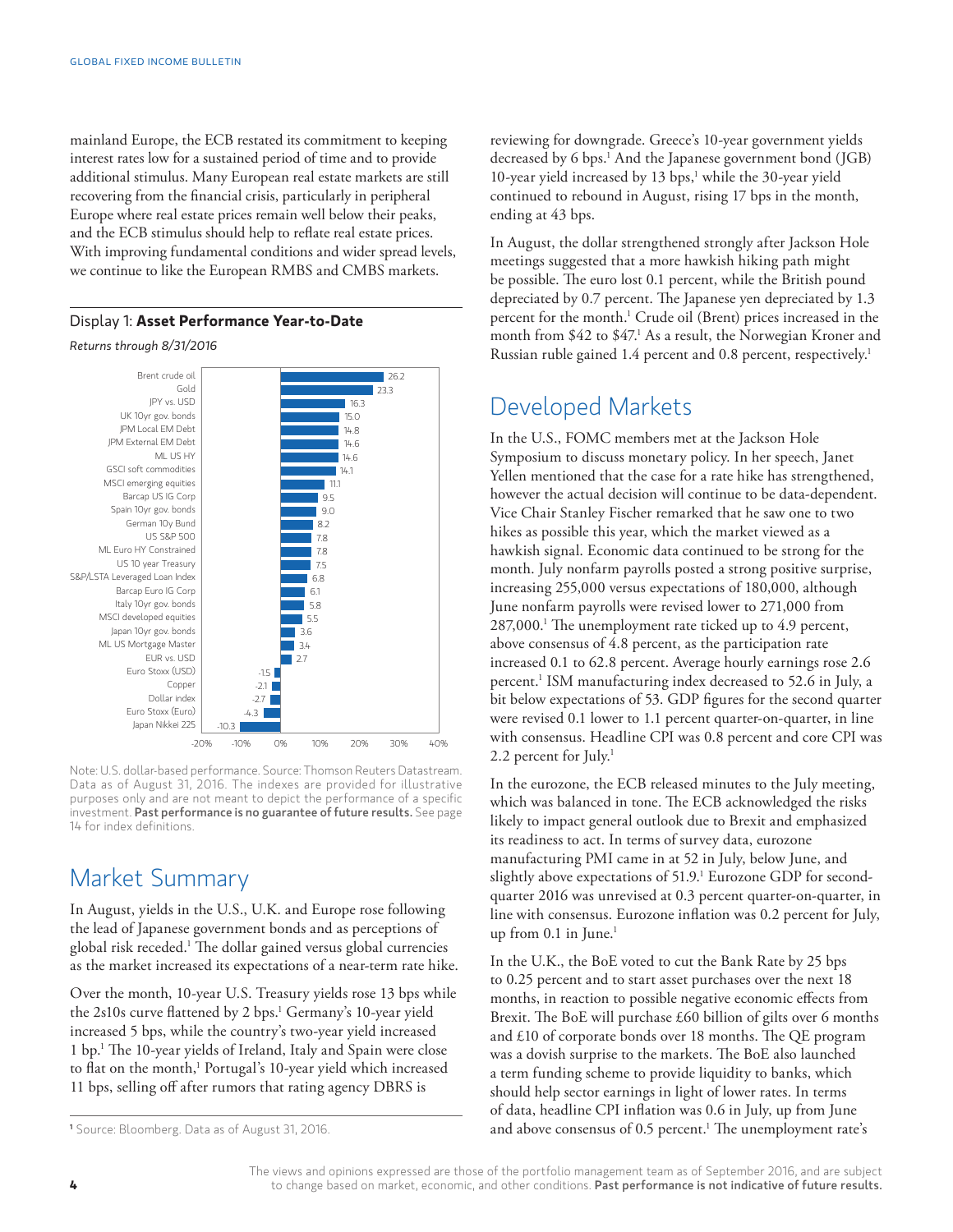mainland Europe, the ECB restated its commitment to keeping interest rates low for a sustained period of time and to provide additional stimulus. Many European real estate markets are still recovering from the financial crisis, particularly in peripheral Europe where real estate prices remain well below their peaks, and the ECB stimulus should help to reflate real estate prices. With improving fundamental conditions and wider spread levels, we continue to like the European RMBS and CMBS markets.

### Display 1: **Asset Performance Year-to-Date**

*Returns through 8/31/2016*

| Asset | Return (%) |
|---|---|
| Brent crude oil | 26.2 |
| Gold | 23.3 |
| JPY vs. USD | 16.3 |
| UK 10yr gov. bonds | 15.0 |
| JPM Local EM Debt | 14.8 |
| JPM External EM Debt | 14.6 |
| ML US HY | 14.6 |
| GSCI soft commodities | 14.1 |
| MSCI emerging equities | 11.1 |
| Barcap US IG Corp | 9.5 |
| Spain 10yr gov. bonds | 9.0 |
| German 10y Bund | 8.2 |
| US S&P 500 | 7.8 |
| ML Euro HY Constrained | 7.8 |
| US 10 year Treasury | 7.5 |
| S&P/LSTA Leveraged Loan Index | 6.8 |
| Barcap Euro IG Corp | 6.1 |
| Italy 10yr gov. bonds | 5.8 |
| MSCI developed equities | 5.5 |
| Japan 10yr gov. bonds | 3.6 |
| ML US Mortgage Master | 3.4 |
| EUR vs. USD | 2.7 |
| Euro Stoxx (USD) | -1.5 |
| Copper | -2.1 |
| Dollar index | -2.7 |
| Euro Stoxx (Euro) | -4.3 |
| Japan Nikkei 225 | -10.3 |

Note: U.S. dollar-based performance. Source: Thomson Reuters Datastream. Data as of August 31, 2016. The indexes are provided for illustrative purposes only and are not meant to depict the performance of a specific investment. **Past performance is no guarantee of future results.** See page 14 for index definitions.

## Market Summary

In August, yields in the U.S., U.K. and Europe rose following the lead of Japanese government bonds and as perceptions of global risk receded.[1] The dollar gained versus global currencies as the market increased its expectations of a near-term rate hike.

Over the month, 10-year U.S. Treasury yields rose 13 bps while the 2s10s curve flattened by 2 bps.[1] Germany's 10-year yield increased 5 bps, while the country's two-year yield increased 1 bp.[1] The 10-year yields of Ireland, Italy and Spain were close to flat on the month,[1] Portugal's 10-year yield which increased 11 bps, selling off after rumors that rating agency DBRS is reviewing for downgrade. Greece's 10-year government yields decreased by 6 bps.[1] And the Japanese government bond (JGB) 10-year yield increased by 13 bps,[1] while the 30-year yield continued to rebound in August, rising 17 bps in the month, ending at 43 bps.

In August, the dollar strengthened strongly after Jackson Hole meetings suggested that a more hawkish hiking path might be possible. The euro lost 0.1 percent, while the British pound depreciated by 0.7 percent. The Japanese yen depreciated by 1.3 percent for the month.[1] Crude oil (Brent) prices increased in the month from $42 to $47.[1] As a result, the Norwegian Kroner and Russian ruble gained 1.4 percent and 0.8 percent, respectively.[1]

## Developed Markets

In the U.S., FOMC members met at the Jackson Hole Symposium to discuss monetary policy. In her speech, Janet Yellen mentioned that the case for a rate hike has strengthened, however the actual decision will continue to be data-dependent. Vice Chair Stanley Fischer remarked that he saw one to two hikes as possible this year, which the market viewed as a hawkish signal. Economic data continued to be strong for the month. July nonfarm payrolls posted a strong positive surprise, increasing 255,000 versus expectations of 180,000, although June nonfarm payrolls were revised lower to 271,000 from 287,000.[1] The unemployment rate ticked up to 4.9 percent, above consensus of 4.8 percent, as the participation rate increased 0.1 to 62.8 percent. Average hourly earnings rose 2.6 percent.[1] ISM manufacturing index decreased to 52.6 in July, a bit below expectations of 53. GDP figures for the second quarter were revised 0.1 lower to 1.1 percent quarter-on-quarter, in line with consensus. Headline CPI was 0.8 percent and core CPI was 2.2 percent for July.[1]

In the eurozone, the ECB released minutes to the July meeting, which was balanced in tone. The ECB acknowledged the risks likely to impact general outlook due to Brexit and emphasized its readiness to act. In terms of survey data, eurozone manufacturing PMI came in at 52 in July, below June, and slightly above expectations of 51.9.[1] Eurozone GDP for second-quarter 2016 was unrevised at 0.3 percent quarter-on-quarter, in line with consensus. Eurozone inflation was 0.2 percent for July, up from 0.1 in June.[1]

In the U.K., the BoE voted to cut the Bank Rate by 25 bps to 0.25 percent and to start asset purchases over the next 18 months, in reaction to possible negative economic effects from Brexit. The BoE will purchase £60 billion of gilts over 6 months and £10 of corporate bonds over 18 months. The QE program was a dovish surprise to the markets. The BoE also launched a term funding scheme to provide liquidity to banks, which should help sector earnings in light of lower rates. In terms of data, headline CPI inflation was 0.6 in July, up from June and above consensus of 0.5 percent.[1] The unemployment rate's

[1] Source: Bloomberg. Data as of August 31, 2016.

The views and opinions expressed are those of the portfolio management team as of September 2016, and are subject to change based on market, economic, and other conditions. **Past performance is not indicative of future results.**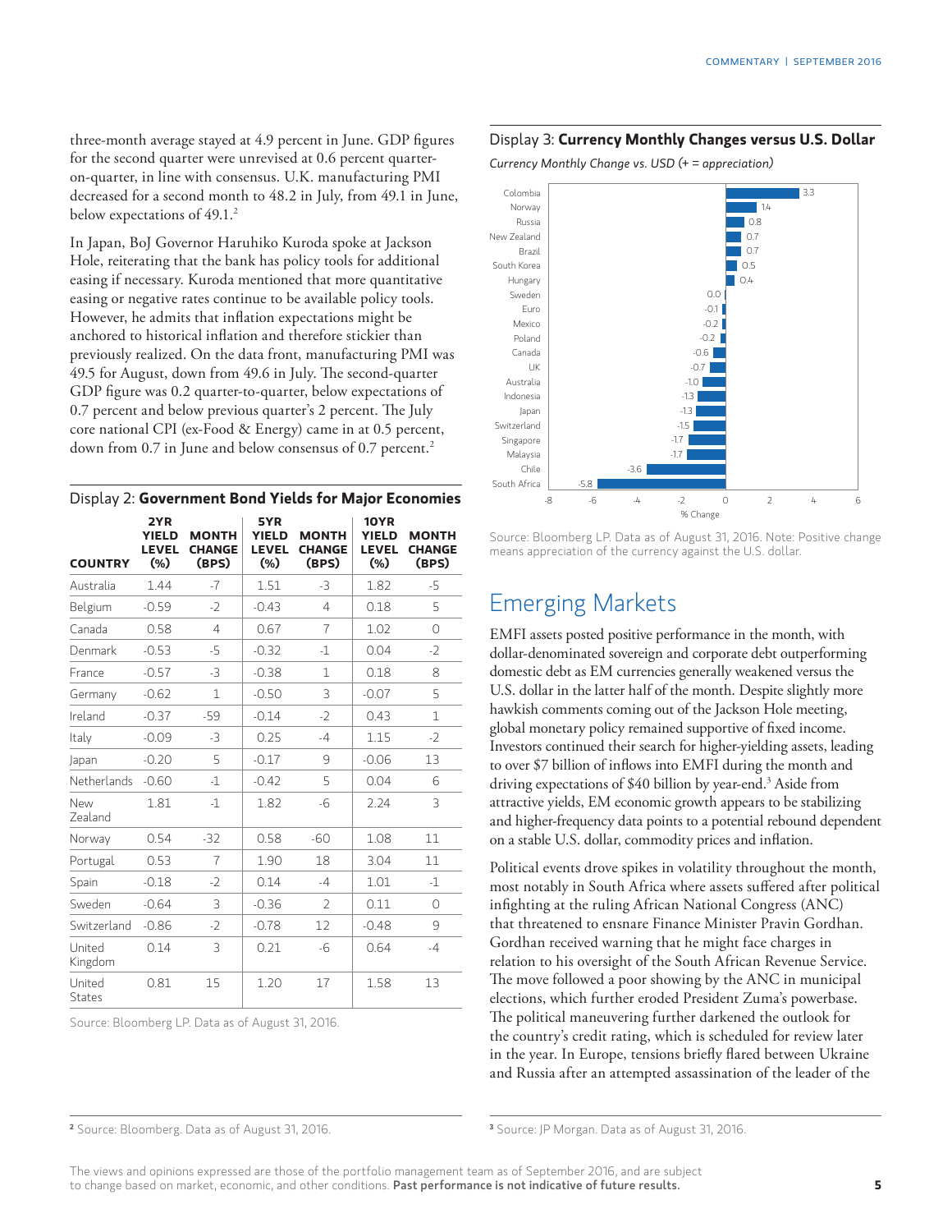three-month average stayed at 4.9 percent in June. GDP figures for the second quarter were unrevised at 0.6 percent quarter-on-quarter, in line with consensus. U.K. manufacturing PMI decreased for a second month to 48.2 in July, from 49.1 in June, below expectations of 49.1.[2]

In Japan, BoJ Governor Haruhiko Kuroda spoke at Jackson Hole, reiterating that the bank has policy tools for additional easing if necessary. Kuroda mentioned that more quantitative easing or negative rates continue to be available policy tools. However, he admits that inflation expectations might be anchored to historical inflation and therefore stickier than previously realized. On the data front, manufacturing PMI was 49.5 for August, down from 49.6 in July. The second-quarter GDP figure was 0.2 quarter-to-quarter, below expectations of 0.7 percent and below previous quarter's 2 percent. The July core national CPI (ex-Food & Energy) came in at 0.5 percent, down from 0.7 in June and below consensus of 0.7 percent.[2]

Display 2: **Government Bond Yields for Major Economies**

| COUNTRY | 2YR YIELD LEVEL (%) | MONTH CHANGE (BPS) | 5YR YIELD LEVEL (%) | MONTH CHANGE (BPS) | 10YR YIELD LEVEL (%) | MONTH CHANGE (BPS) |
|---|---|---|---|---|---|---|
| Australia | 1.44 | -7 | 1.51 | -3 | 1.82 | -5 |
| Belgium | -0.59 | -2 | -0.43 | 4 | 0.18 | 5 |
| Canada | 0.58 | 4 | 0.67 | 7 | 1.02 | 0 |
| Denmark | -0.53 | -5 | -0.32 | -1 | 0.04 | -2 |
| France | -0.57 | -3 | -0.38 | 1 | 0.18 | 8 |
| Germany | -0.62 | 1 | -0.50 | 3 | -0.07 | 5 |
| Ireland | -0.37 | -59 | -0.14 | -2 | 0.43 | 1 |
| Italy | -0.09 | -3 | 0.25 | -4 | 1.15 | -2 |
| Japan | -0.20 | 5 | -0.17 | 9 | -0.06 | 13 |
| Netherlands | -0.60 | -1 | -0.42 | 5 | 0.04 | 6 |
| New Zealand | 1.81 | -1 | 1.82 | -6 | 2.24 | 3 |
| Norway | 0.54 | -32 | 0.58 | -60 | 1.08 | 11 |
| Portugal | 0.53 | 7 | 1.90 | 18 | 3.04 | 11 |
| Spain | -0.18 | -2 | 0.14 | -4 | 1.01 | -1 |
| Sweden | -0.64 | 3 | -0.36 | 2 | 0.11 | 0 |
| Switzerland | -0.86 | -2 | -0.78 | 12 | -0.48 | 9 |
| United Kingdom | 0.14 | 3 | 0.21 | -6 | 0.64 | -4 |
| United States | 0.81 | 15 | 1.20 | 17 | 1.58 | 13 |

Source: Bloomberg LP. Data as of August 31, 2016.

Display 3: **Currency Monthly Changes versus U.S. Dollar**

*Currency Monthly Change vs. USD (+ = appreciation)*

| Currency | % Change |
|---|---|
| Colombia | 3.3 |
| Norway | 1.4 |
| Russia | 0.8 |
| New Zealand | 0.7 |
| Brazil | 0.7 |
| South Korea | 0.5 |
| Hungary | 0.4 |
| Sweden | 0.0 |
| Euro | -0.1 |
| Mexico | -0.2 |
| Poland | -0.2 |
| Canada | -0.6 |
| UK | -0.7 |
| Australia | -1.0 |
| Indonesia | -1.3 |
| Japan | -1.3 |
| Switzerland | -1.5 |
| Singapore | -1.7 |
| Malaysia | -1.7 |
| Chile | -3.6 |
| South Africa | -5.8 |

Source: Bloomberg LP. Data as of August 31, 2016. Note: Positive change means appreciation of the currency against the U.S. dollar.

## Emerging Markets

EMFI assets posted positive performance in the month, with dollar-denominated sovereign and corporate debt outperforming domestic debt as EM currencies generally weakened versus the U.S. dollar in the latter half of the month. Despite slightly more hawkish comments coming out of the Jackson Hole meeting, global monetary policy remained supportive of fixed income. Investors continued their search for higher-yielding assets, leading to over $7 billion of inflows into EMFI during the month and driving expectations of $40 billion by year-end.[3] Aside from attractive yields, EM economic growth appears to be stabilizing and higher-frequency data points to a potential rebound dependent on a stable U.S. dollar, commodity prices and inflation.

Political events drove spikes in volatility throughout the month, most notably in South Africa where assets suffered after political infighting at the ruling African National Congress (ANC) that threatened to ensnare Finance Minister Pravin Gordhan. Gordhan received warning that he might face charges in relation to his oversight of the South African Revenue Service. The move followed a poor showing by the ANC in municipal elections, which further eroded President Zuma's powerbase. The political maneuvering further darkened the outlook for the country's credit rating, which is scheduled for review later in the year. In Europe, tensions briefly flared between Ukraine and Russia after an attempted assassination of the leader of the

[2] Source: Bloomberg. Data as of August 31, 2016.

[3] Source: JP Morgan. Data as of August 31, 2016.

The views and opinions expressed are those of the portfolio management team as of September 2016, and are subject to change based on market, economic, and other conditions. **Past performance is not indicative of future results.**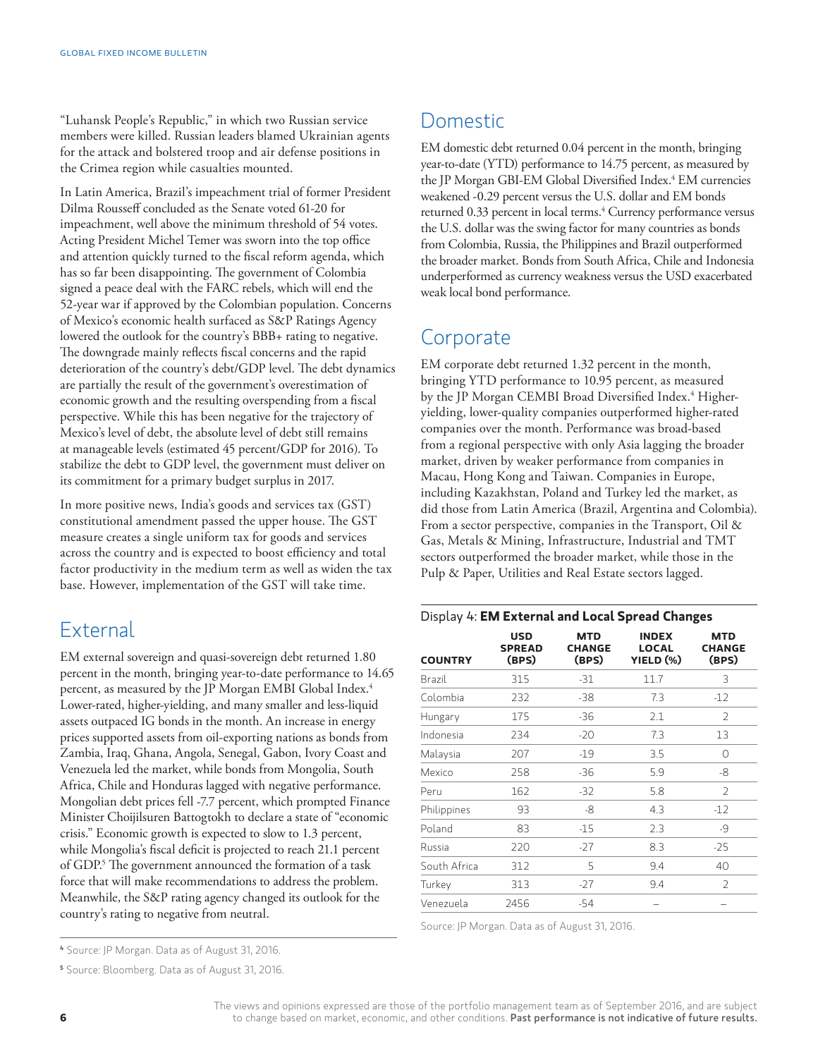"Luhansk People's Republic," in which two Russian service members were killed. Russian leaders blamed Ukrainian agents for the attack and bolstered troop and air defense positions in the Crimea region while casualties mounted.

In Latin America, Brazil's impeachment trial of former President Dilma Rousseff concluded as the Senate voted 61-20 for impeachment, well above the minimum threshold of 54 votes. Acting President Michel Temer was sworn into the top office and attention quickly turned to the fiscal reform agenda, which has so far been disappointing. The government of Colombia signed a peace deal with the FARC rebels, which will end the 52-year war if approved by the Colombian population. Concerns of Mexico's economic health surfaced as S&P Ratings Agency lowered the outlook for the country's BBB+ rating to negative. The downgrade mainly reflects fiscal concerns and the rapid deterioration of the country's debt/GDP level. The debt dynamics are partially the result of the government's overestimation of economic growth and the resulting overspending from a fiscal perspective. While this has been negative for the trajectory of Mexico's level of debt, the absolute level of debt still remains at manageable levels (estimated 45 percent/GDP for 2016). To stabilize the debt to GDP level, the government must deliver on its commitment for a primary budget surplus in 2017.

In more positive news, India's goods and services tax (GST) constitutional amendment passed the upper house. The GST measure creates a single uniform tax for goods and services across the country and is expected to boost efficiency and total factor productivity in the medium term as well as widen the tax base. However, implementation of the GST will take time.

## External

EM external sovereign and quasi-sovereign debt returned 1.80 percent in the month, bringing year-to-date performance to 14.65 percent, as measured by the JP Morgan EMBI Global Index.[4] Lower-rated, higher-yielding, and many smaller and less-liquid assets outpaced IG bonds in the month. An increase in energy prices supported assets from oil-exporting nations as bonds from Zambia, Iraq, Ghana, Angola, Senegal, Gabon, Ivory Coast and Venezuela led the market, while bonds from Mongolia, South Africa, Chile and Honduras lagged with negative performance. Mongolian debt prices fell -7.7 percent, which prompted Finance Minister Choijilsuren Battogtokh to declare a state of "economic crisis." Economic growth is expected to slow to 1.3 percent, while Mongolia's fiscal deficit is projected to reach 21.1 percent of GDP.[5] The government announced the formation of a task force that will make recommendations to address the problem. Meanwhile, the S&P rating agency changed its outlook for the country's rating to negative from neutral.

## Domestic

EM domestic debt returned 0.04 percent in the month, bringing year-to-date (YTD) performance to 14.75 percent, as measured by the JP Morgan GBI-EM Global Diversified Index.[4] EM currencies weakened -0.29 percent versus the U.S. dollar and EM bonds returned 0.33 percent in local terms.[4] Currency performance versus the U.S. dollar was the swing factor for many countries as bonds from Colombia, Russia, the Philippines and Brazil outperformed the broader market. Bonds from South Africa, Chile and Indonesia underperformed as currency weakness versus the USD exacerbated weak local bond performance.

## Corporate

EM corporate debt returned 1.32 percent in the month, bringing YTD performance to 10.95 percent, as measured by the JP Morgan CEMBI Broad Diversified Index.[4] Higher-yielding, lower-quality companies outperformed higher-rated companies over the month. Performance was broad-based from a regional perspective with only Asia lagging the broader market, driven by weaker performance from companies in Macau, Hong Kong and Taiwan. Companies in Europe, including Kazakhstan, Poland and Turkey led the market, as did those from Latin America (Brazil, Argentina and Colombia). From a sector perspective, companies in the Transport, Oil & Gas, Metals & Mining, Infrastructure, Industrial and TMT sectors outperformed the broader market, while those in the Pulp & Paper, Utilities and Real Estate sectors lagged.

Display 4: **EM External and Local Spread Changes**

| COUNTRY | USD SPREAD (BPS) | MTD CHANGE (BPS) | INDEX LOCAL YIELD (%) | MTD CHANGE (BPS) |
|---|---|---|---|---|
| Brazil | 315 | -31 | 11.7 | 3 |
| Colombia | 232 | -38 | 7.3 | -12 |
| Hungary | 175 | -36 | 2.1 | 2 |
| Indonesia | 234 | -20 | 7.3 | 13 |
| Malaysia | 207 | -19 | 3.5 | 0 |
| Mexico | 258 | -36 | 5.9 | -8 |
| Peru | 162 | -32 | 5.8 | 2 |
| Philippines | 93 | -8 | 4.3 | -12 |
| Poland | 83 | -15 | 2.3 | -9 |
| Russia | 220 | -27 | 8.3 | -25 |
| South Africa | 312 | 5 | 9.4 | 40 |
| Turkey | 313 | -27 | 9.4 | 2 |
| Venezuela | 2456 | -54 | – | – |

Source: JP Morgan. Data as of August 31, 2016.

[4] Source: JP Morgan. Data as of August 31, 2016.

[5] Source: Bloomberg. Data as of August 31, 2016.

The views and opinions expressed are those of the portfolio management team as of September 2016, and are subject to change based on market, economic, and other conditions. **Past performance is not indicative of future results.**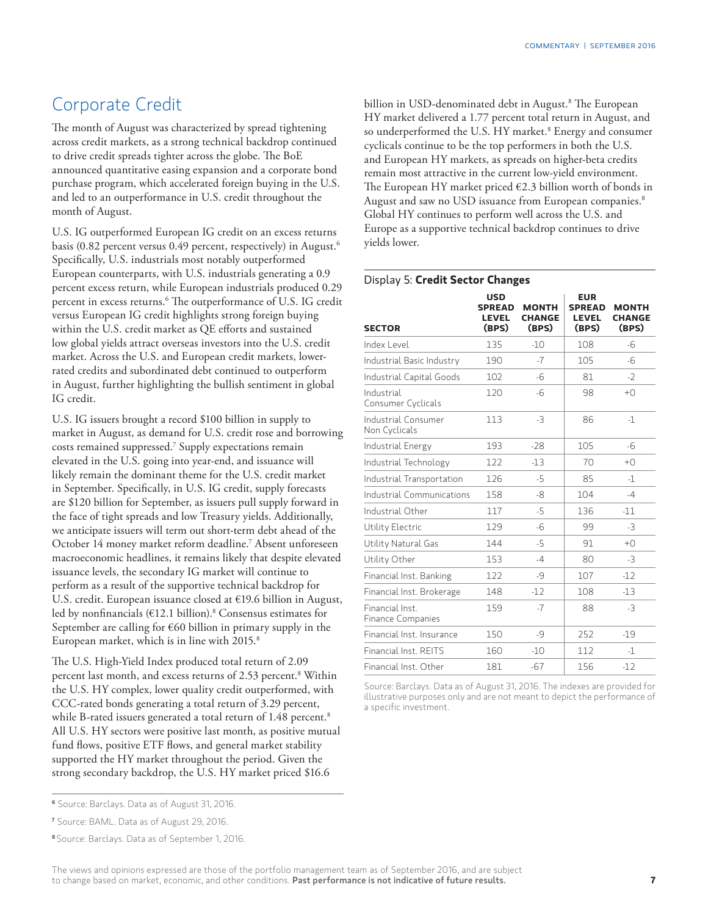## Corporate Credit

The month of August was characterized by spread tightening across credit markets, as a strong technical backdrop continued to drive credit spreads tighter across the globe. The BoE announced quantitative easing expansion and a corporate bond purchase program, which accelerated foreign buying in the U.S. and led to an outperformance in U.S. credit throughout the month of August.

U.S. IG outperformed European IG credit on an excess returns basis (0.82 percent versus 0.49 percent, respectively) in August.[6] Specifically, U.S. industrials most notably outperformed European counterparts, with U.S. industrials generating a 0.9 percent excess return, while European industrials produced 0.29 percent in excess returns.[6] The outperformance of U.S. IG credit versus European IG credit highlights strong foreign buying within the U.S. credit market as QE efforts and sustained low global yields attract overseas investors into the U.S. credit market. Across the U.S. and European credit markets, lower-rated credits and subordinated debt continued to outperform in August, further highlighting the bullish sentiment in global IG credit.

U.S. IG issuers brought a record $100 billion in supply to market in August, as demand for U.S. credit rose and borrowing costs remained suppressed.[7] Supply expectations remain elevated in the U.S. going into year-end, and issuance will likely remain the dominant theme for the U.S. credit market in September. Specifically, in U.S. IG credit, supply forecasts are $120 billion for September, as issuers pull supply forward in the face of tight spreads and low Treasury yields. Additionally, we anticipate issuers will term out short-term debt ahead of the October 14 money market reform deadline.[7] Absent unforeseen macroeconomic headlines, it remains likely that despite elevated issuance levels, the secondary IG market will continue to perform as a result of the supportive technical backdrop for U.S. credit. European issuance closed at €19.6 billion in August, led by nonfinancials (€12.1 billion).[8] Consensus estimates for September are calling for €60 billion in primary supply in the European market, which is in line with 2015.[8]

The U.S. High-Yield Index produced total return of 2.09 percent last month, and excess returns of 2.53 percent.[8] Within the U.S. HY complex, lower quality credit outperformed, with CCC-rated bonds generating a total return of 3.29 percent, while B-rated issuers generated a total return of 1.48 percent.[8] All U.S. HY sectors were positive last month, as positive mutual fund flows, positive ETF flows, and general market stability supported the HY market throughout the period. Given the strong secondary backdrop, the U.S. HY market priced $16.6 billion in USD-denominated debt in August.[8] The European HY market delivered a 1.77 percent total return in August, and so underperformed the U.S. HY market.[8] Energy and consumer cyclicals continue to be the top performers in both the U.S. and European HY markets, as spreads on higher-beta credits remain most attractive in the current low-yield environment. The European HY market priced €2.3 billion worth of bonds in August and saw no USD issuance from European companies.[8] Global HY continues to perform well across the U.S. and Europe as a supportive technical backdrop continues to drive yields lower.

Display 5: **Credit Sector Changes**

| SECTOR | USD SPREAD LEVEL (BPS) | MONTH CHANGE (BPS) | EUR SPREAD LEVEL (BPS) | MONTH CHANGE (BPS) |
|---|---|---|---|---|
| Index Level | 135 | -10 | 108 | -6 |
| Industrial Basic Industry | 190 | -7 | 105 | -6 |
| Industrial Capital Goods | 102 | -6 | 81 | -2 |
| Industrial Consumer Cyclicals | 120 | -6 | 98 | +0 |
| Industrial Consumer Non Cyclicals | 113 | -3 | 86 | -1 |
| Industrial Energy | 193 | -28 | 105 | -6 |
| Industrial Technology | 122 | -13 | 70 | +0 |
| Industrial Transportation | 126 | -5 | 85 | -1 |
| Industrial Communications | 158 | -8 | 104 | -4 |
| Industrial Other | 117 | -5 | 136 | -11 |
| Utility Electric | 129 | -6 | 99 | -3 |
| Utility Natural Gas | 144 | -5 | 91 | +0 |
| Utility Other | 153 | -4 | 80 | -3 |
| Financial Inst. Banking | 122 | -9 | 107 | -12 |
| Financial Inst. Brokerage | 148 | -12 | 108 | -13 |
| Financial Inst. Finance Companies | 159 | -7 | 88 | -3 |
| Financial Inst. Insurance | 150 | -9 | 252 | -19 |
| Financial Inst. REITS | 160 | -10 | 112 | -1 |
| Financial Inst. Other | 181 | -67 | 156 | -12 |

Source: Barclays. Data as of August 31, 2016. The indexes are provided for illustrative purposes only and are not meant to depict the performance of a specific investment.

[6] Source: Barclays. Data as of August 31, 2016.

[7] Source: BAML. Data as of August 29, 2016.

[8] Source: Barclays. Data as of September 1, 2016.

The views and opinions expressed are those of the portfolio management team as of September 2016, and are subject to change based on market, economic, and other conditions. **Past performance is not indicative of future results.**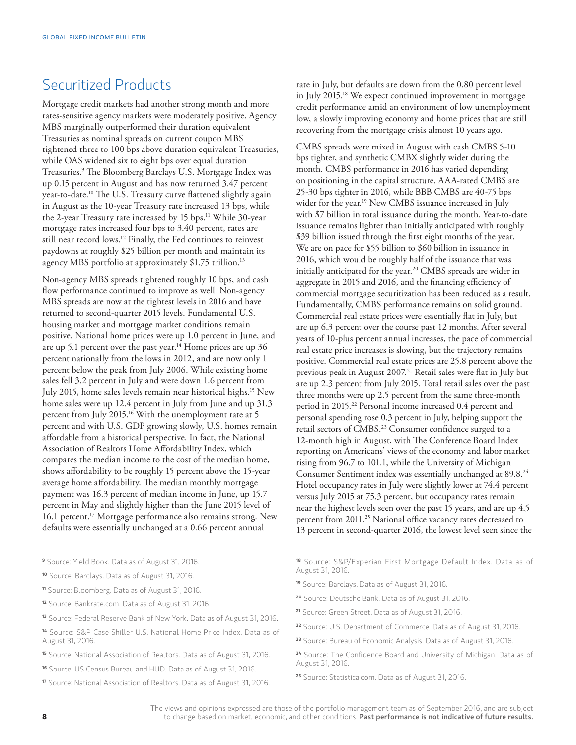## Securitized Products

Mortgage credit markets had another strong month and more rates-sensitive agency markets were moderately positive. Agency MBS marginally outperformed their duration equivalent Treasuries as nominal spreads on current coupon MBS tightened three to 100 bps above duration equivalent Treasuries, while OAS widened six to eight bps over equal duration Treasuries.[9] The Bloomberg Barclays U.S. Mortgage Index was up 0.15 percent in August and has now returned 3.47 percent year-to-date.[10] The U.S. Treasury curve flattened slightly again in August as the 10-year Treasury rate increased 13 bps, while the 2-year Treasury rate increased by 15 bps.[11] While 30-year mortgage rates increased four bps to 3.40 percent, rates are still near record lows.[12] Finally, the Fed continues to reinvest paydowns at roughly $25 billion per month and maintain its agency MBS portfolio at approximately $1.75 trillion.[13]

Non-agency MBS spreads tightened roughly 10 bps, and cash flow performance continued to improve as well. Non-agency MBS spreads are now at the tightest levels in 2016 and have returned to second-quarter 2015 levels. Fundamental U.S. housing market and mortgage market conditions remain positive. National home prices were up 1.0 percent in June, and are up 5.1 percent over the past year.[14] Home prices are up 36 percent nationally from the lows in 2012, and are now only 1 percent below the peak from July 2006. While existing home sales fell 3.2 percent in July and were down 1.6 percent from July 2015, home sales levels remain near historical highs.[15] New home sales were up 12.4 percent in July from June and up 31.3 percent from July 2015.[16] With the unemployment rate at 5 percent and with U.S. GDP growing slowly, U.S. homes remain affordable from a historical perspective. In fact, the National Association of Realtors Home Affordability Index, which compares the median income to the cost of the median home, shows affordability to be roughly 15 percent above the 15-year average home affordability. The median monthly mortgage payment was 16.3 percent of median income in June, up 15.7 percent in May and slightly higher than the June 2015 level of 16.1 percent.[17] Mortgage performance also remains strong. New defaults were essentially unchanged at a 0.66 percent annual rate in July, but defaults are down from the 0.80 percent level in July 2015.[18] We expect continued improvement in mortgage credit performance amid an environment of low unemployment low, a slowly improving economy and home prices that are still recovering from the mortgage crisis almost 10 years ago.

CMBS spreads were mixed in August with cash CMBS 5-10 bps tighter, and synthetic CMBX slightly wider during the month. CMBS performance in 2016 has varied depending on positioning in the capital structure. AAA-rated CMBS are 25-30 bps tighter in 2016, while BBB CMBS are 40-75 bps wider for the year.[19] New CMBS issuance increased in July with $7 billion in total issuance during the month. Year-to-date issuance remains lighter than initially anticipated with roughly $39 billion issued through the first eight months of the year. We are on pace for $55 billion to $60 billion in issuance in 2016, which would be roughly half of the issuance that was initially anticipated for the year.[20] CMBS spreads are wider in aggregate in 2015 and 2016, and the financing efficiency of commercial mortgage securitization has been reduced as a result. Fundamentally, CMBS performance remains on solid ground. Commercial real estate prices were essentially flat in July, but are up 6.3 percent over the course past 12 months. After several years of 10-plus percent annual increases, the pace of commercial real estate price increases is slowing, but the trajectory remains positive. Commercial real estate prices are 25.8 percent above the previous peak in August 2007.[21] Retail sales were flat in July but are up 2.3 percent from July 2015. Total retail sales over the past three months were up 2.5 percent from the same three-month period in 2015.[22] Personal income increased 0.4 percent and personal spending rose 0.3 percent in July, helping support the retail sectors of CMBS.[23] Consumer confidence surged to a 12-month high in August, with The Conference Board Index reporting on Americans' views of the economy and labor market rising from 96.7 to 101.1, while the University of Michigan Consumer Sentiment index was essentially unchanged at 89.8.[24] Hotel occupancy rates in July were slightly lower at 74.4 percent versus July 2015 at 75.3 percent, but occupancy rates remain near the highest levels seen over the past 15 years, and are up 4.5 percent from 2011.[25] National office vacancy rates decreased to 13 percent in second-quarter 2016, the lowest level seen since the

---

[9] Source: Yield Book. Data as of August 31, 2016.

[10] Source: Barclays. Data as of August 31, 2016.

[11] Source: Bloomberg. Data as of August 31, 2016.

[12] Source: Bankrate.com. Data as of August 31, 2016.

[13] Source: Federal Reserve Bank of New York. Data as of August 31, 2016.

[14] Source: S&P Case-Shiller U.S. National Home Price Index. Data as of August 31, 2016.

[15] Source: National Association of Realtors. Data as of August 31, 2016.

[16] Source: US Census Bureau and HUD. Data as of August 31, 2016.

[17] Source: National Association of Realtors. Data as of August 31, 2016.

[18] Source: S&P/Experian First Mortgage Default Index. Data as of August 31, 2016.

[19] Source: Barclays. Data as of August 31, 2016.

[20] Source: Deutsche Bank. Data as of August 31, 2016.

[21] Source: Green Street. Data as of August 31, 2016.

[22] Source: U.S. Department of Commerce. Data as of August 31, 2016.

[23] Source: Bureau of Economic Analysis. Data as of August 31, 2016.

[24] Source: The Confidence Board and University of Michigan. Data as of August 31, 2016.

[25] Source: Statistica.com. Data as of August 31, 2016.

The views and opinions expressed are those of the portfolio management team as of September 2016, and are subject to change based on market, economic, and other conditions. **Past performance is not indicative of future results.**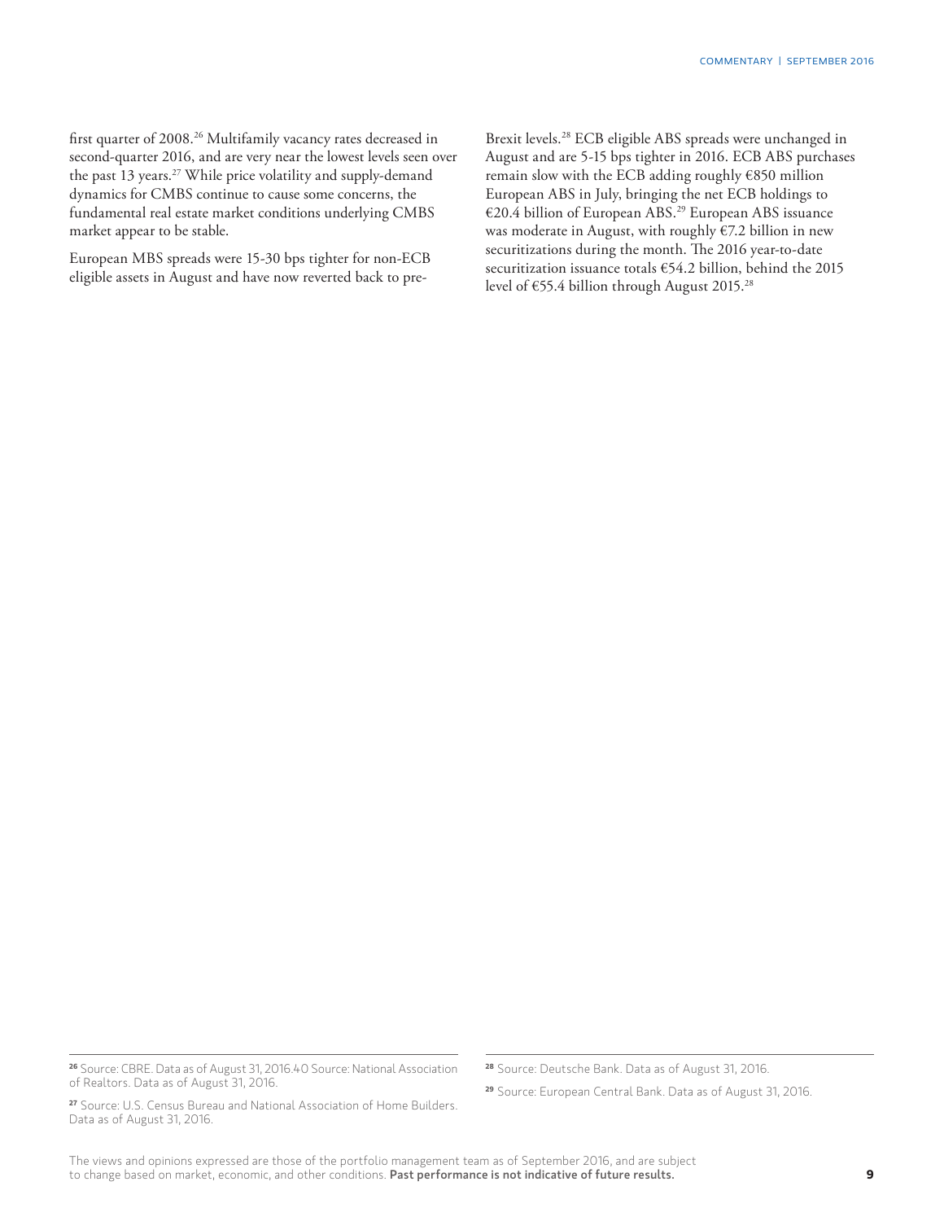first quarter of 2008.[26] Multifamily vacancy rates decreased in second-quarter 2016, and are very near the lowest levels seen over the past 13 years.[27] While price volatility and supply-demand dynamics for CMBS continue to cause some concerns, the fundamental real estate market conditions underlying CMBS market appear to be stable.

European MBS spreads were 15-30 bps tighter for non-ECB eligible assets in August and have now reverted back to pre-Brexit levels.[28] ECB eligible ABS spreads were unchanged in August and are 5-15 bps tighter in 2016. ECB ABS purchases remain slow with the ECB adding roughly €850 million European ABS in July, bringing the net ECB holdings to €20.4 billion of European ABS.[29] European ABS issuance was moderate in August, with roughly €7.2 billion in new securitizations during the month. The 2016 year-to-date securitization issuance totals €54.2 billion, behind the 2015 level of €55.4 billion through August 2015.[28]

---

[26] Source: CBRE. Data as of August 31, 2016.40 Source: National Association of Realtors. Data as of August 31, 2016.

[27] Source: U.S. Census Bureau and National Association of Home Builders. Data as of August 31, 2016.

[28] Source: Deutsche Bank. Data as of August 31, 2016.

[29] Source: European Central Bank. Data as of August 31, 2016.

The views and opinions expressed are those of the portfolio management team as of September 2016, and are subject to change based on market, economic, and other conditions. **Past performance is not indicative of future results.**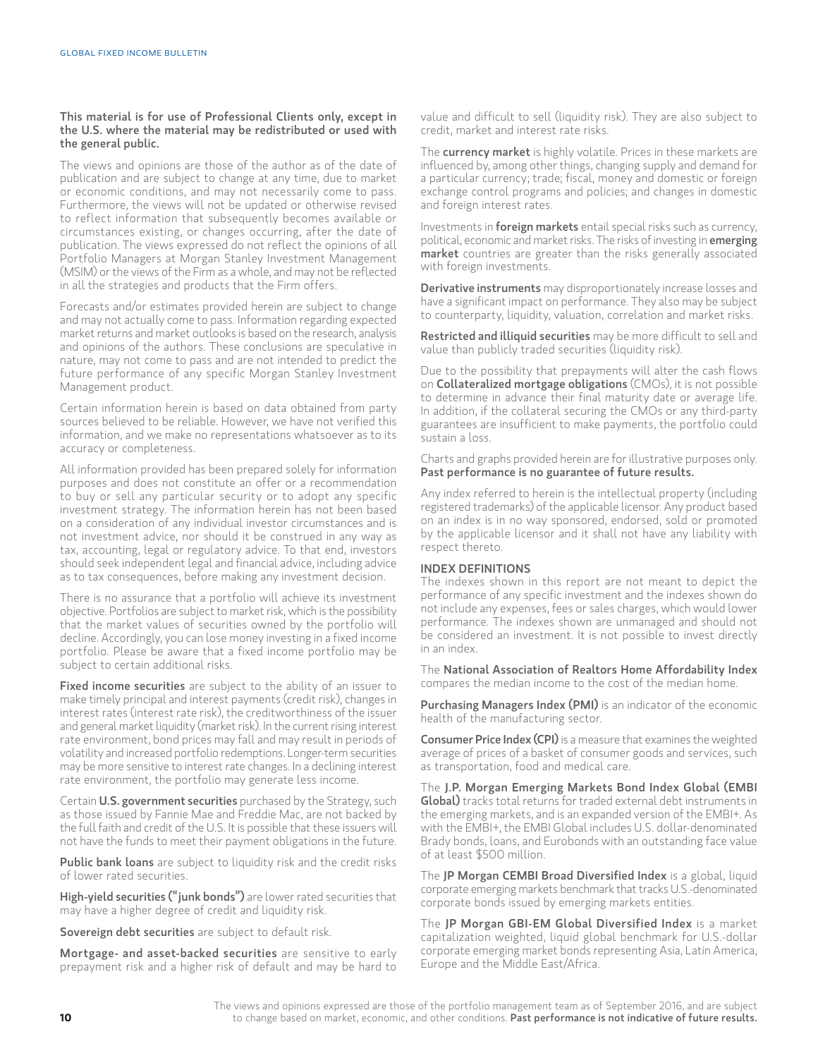**This material is for use of Professional Clients only, except in the U.S. where the material may be redistributed or used with the general public.**

The views and opinions are those of the author as of the date of publication and are subject to change at any time, due to market or economic conditions, and may not necessarily come to pass. Furthermore, the views will not be updated or otherwise revised to reflect information that subsequently becomes available or circumstances existing, or changes occurring, after the date of publication. The views expressed do not reflect the opinions of all Portfolio Managers at Morgan Stanley Investment Management (MSIM) or the views of the Firm as a whole, and may not be reflected in all the strategies and products that the Firm offers.

Forecasts and/or estimates provided herein are subject to change and may not actually come to pass. Information regarding expected market returns and market outlooks is based on the research, analysis and opinions of the authors. These conclusions are speculative in nature, may not come to pass and are not intended to predict the future performance of any specific Morgan Stanley Investment Management product.

Certain information herein is based on data obtained from party sources believed to be reliable. However, we have not verified this information, and we make no representations whatsoever as to its accuracy or completeness.

All information provided has been prepared solely for information purposes and does not constitute an offer or a recommendation to buy or sell any particular security or to adopt any specific investment strategy. The information herein has not been based on a consideration of any individual investor circumstances and is not investment advice, nor should it be construed in any way as tax, accounting, legal or regulatory advice. To that end, investors should seek independent legal and financial advice, including advice as to tax consequences, before making any investment decision.

There is no assurance that a portfolio will achieve its investment objective. Portfolios are subject to market risk, which is the possibility that the market values of securities owned by the portfolio will decline. Accordingly, you can lose money investing in a fixed income portfolio. Please be aware that a fixed income portfolio may be subject to certain additional risks.

**Fixed income securities** are subject to the ability of an issuer to make timely principal and interest payments (credit risk), changes in interest rates (interest rate risk), the creditworthiness of the issuer and general market liquidity (market risk). In the current rising interest rate environment, bond prices may fall and may result in periods of volatility and increased portfolio redemptions. Longer-term securities may be more sensitive to interest rate changes. In a declining interest rate environment, the portfolio may generate less income.

Certain **U.S. government securities** purchased by the Strategy, such as those issued by Fannie Mae and Freddie Mac, are not backed by the full faith and credit of the U.S. It is possible that these issuers will not have the funds to meet their payment obligations in the future.

**Public bank loans** are subject to liquidity risk and the credit risks of lower rated securities.

**High-yield securities ("junk bonds")** are lower rated securities that may have a higher degree of credit and liquidity risk.

**Sovereign debt securities** are subject to default risk.

**Mortgage- and asset-backed securities** are sensitive to early prepayment risk and a higher risk of default and may be hard to value and difficult to sell (liquidity risk). They are also subject to credit, market and interest rate risks.

The **currency market** is highly volatile. Prices in these markets are influenced by, among other things, changing supply and demand for a particular currency; trade; fiscal, money and domestic or foreign exchange control programs and policies; and changes in domestic and foreign interest rates.

Investments in **foreign markets** entail special risks such as currency, political, economic and market risks. The risks of investing in **emerging market** countries are greater than the risks generally associated with foreign investments.

**Derivative instruments** may disproportionately increase losses and have a significant impact on performance. They also may be subject to counterparty, liquidity, valuation, correlation and market risks.

**Restricted and illiquid securities** may be more difficult to sell and value than publicly traded securities (liquidity risk).

Due to the possibility that prepayments will alter the cash flows on **Collateralized mortgage obligations** (CMOs), it is not possible to determine in advance their final maturity date or average life. In addition, if the collateral securing the CMOs or any third-party guarantees are insufficient to make payments, the portfolio could sustain a loss.

Charts and graphs provided herein are for illustrative purposes only. **Past performance is no guarantee of future results.**

Any index referred to herein is the intellectual property (including registered trademarks) of the applicable licensor. Any product based on an index is in no way sponsored, endorsed, sold or promoted by the applicable licensor and it shall not have any liability with respect thereto.

### INDEX DEFINITIONS

The indexes shown in this report are not meant to depict the performance of any specific investment and the indexes shown do not include any expenses, fees or sales charges, which would lower performance. The indexes shown are unmanaged and should not be considered an investment. It is not possible to invest directly in an index.

The **National Association of Realtors Home Affordability Index** compares the median income to the cost of the median home.

**Purchasing Managers Index (PMI)** is an indicator of the economic health of the manufacturing sector.

**Consumer Price Index (CPI)** is a measure that examines the weighted average of prices of a basket of consumer goods and services, such as transportation, food and medical care.

The **J.P. Morgan Emerging Markets Bond Index Global (EMBI Global)** tracks total returns for traded external debt instruments in the emerging markets, and is an expanded version of the EMBI+. As with the EMBI+, the EMBI Global includes U.S. dollar-denominated Brady bonds, loans, and Eurobonds with an outstanding face value of at least $500 million.

The **JP Morgan CEMBI Broad Diversified Index** is a global, liquid corporate emerging markets benchmark that tracks U.S.-denominated corporate bonds issued by emerging markets entities.

The **JP Morgan GBI-EM Global Diversified Index** is a market capitalization weighted, liquid global benchmark for U.S.-dollar corporate emerging market bonds representing Asia, Latin America, Europe and the Middle East/Africa.

The views and opinions expressed are those of the portfolio management team as of September 2016, and are subject to change based on market, economic, and other conditions. **Past performance is not indicative of future results.**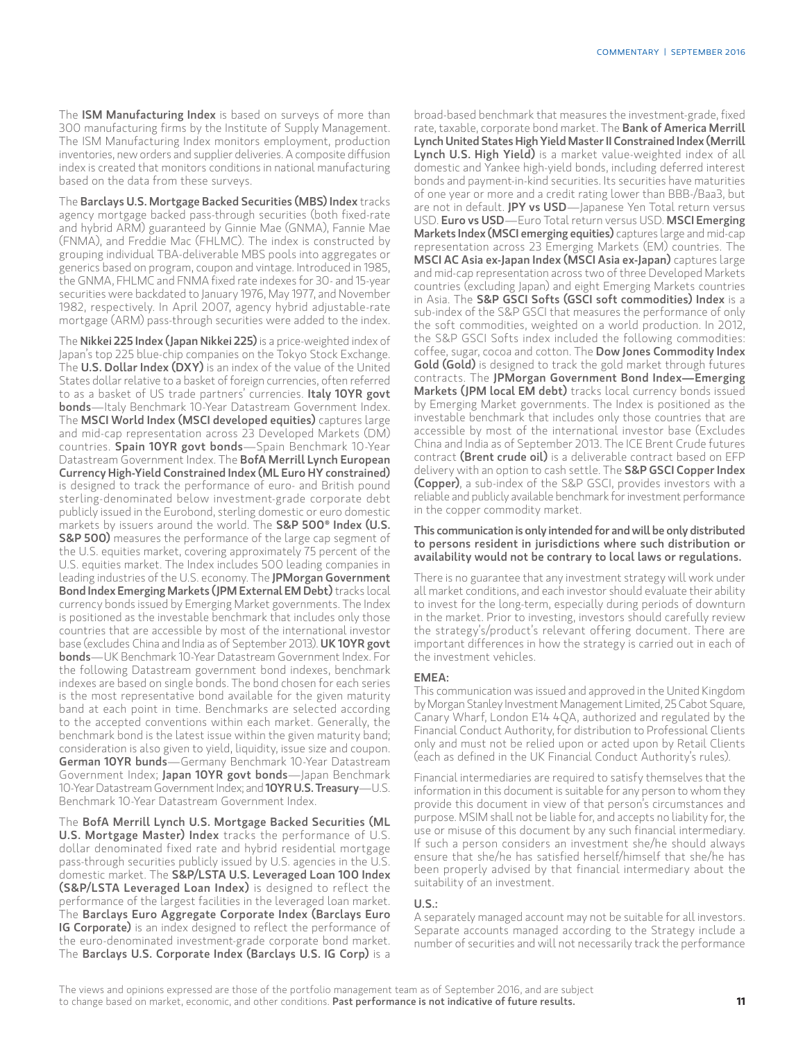The **ISM Manufacturing Index** is based on surveys of more than 300 manufacturing firms by the Institute of Supply Management. The ISM Manufacturing Index monitors employment, production inventories, new orders and supplier deliveries. A composite diffusion index is created that monitors conditions in national manufacturing based on the data from these surveys.

The **Barclays U.S. Mortgage Backed Securities (MBS) Index** tracks agency mortgage backed pass-through securities (both fixed-rate and hybrid ARM) guaranteed by Ginnie Mae (GNMA), Fannie Mae (FNMA), and Freddie Mac (FHLMC). The index is constructed by grouping individual TBA-deliverable MBS pools into aggregates or generics based on program, coupon and vintage. Introduced in 1985, the GNMA, FHLMC and FNMA fixed rate indexes for 30- and 15-year securities were backdated to January 1976, May 1977, and November 1982, respectively. In April 2007, agency hybrid adjustable-rate mortgage (ARM) pass-through securities were added to the index.

The **Nikkei 225 Index (Japan Nikkei 225)** is a price-weighted index of Japan's top 225 blue-chip companies on the Tokyo Stock Exchange. The **U.S. Dollar Index (DXY)** is an index of the value of the United States dollar relative to a basket of foreign currencies, often referred to as a basket of US trade partners' currencies. **Italy 10YR govt bonds**—Italy Benchmark 10-Year Datastream Government Index. The **MSCI World Index (MSCI developed equities)** captures large and mid-cap representation across 23 Developed Markets (DM) countries. **Spain 10YR govt bonds**—Spain Benchmark 10-Year Datastream Government Index. The **BofA Merrill Lynch European Currency High-Yield Constrained Index (ML Euro HY constrained)** is designed to track the performance of euro- and British pound sterling-denominated below investment-grade corporate debt publicly issued in the Eurobond, sterling domestic or euro domestic markets by issuers around the world. The **S&P 500® Index (U.S. S&P 500)** measures the performance of the large cap segment of the U.S. equities market, covering approximately 75 percent of the U.S. equities market. The Index includes 500 leading companies in leading industries of the U.S. economy. The **JPMorgan Government Bond Index Emerging Markets (JPM External EM Debt)** tracks local currency bonds issued by Emerging Market governments. The Index is positioned as the investable benchmark that includes only those countries that are accessible by most of the international investor base (excludes China and India as of September 2013). **UK 10YR govt bonds**—UK Benchmark 10-Year Datastream Government Index. For the following Datastream government bond indexes, benchmark indexes are based on single bonds. The bond chosen for each series is the most representative bond available for the given maturity band at each point in time. Benchmarks are selected according to the accepted conventions within each market. Generally, the benchmark bond is the latest issue within the given maturity band; consideration is also given to yield, liquidity, issue size and coupon. **German 10YR bunds**—Germany Benchmark 10-Year Datastream Government Index; **Japan 10YR govt bonds**—Japan Benchmark 10-Year Datastream Government Index; and **10YR U.S. Treasury**—U.S. Benchmark 10-Year Datastream Government Index.

The **BofA Merrill Lynch U.S. Mortgage Backed Securities (ML U.S. Mortgage Master) Index** tracks the performance of U.S. dollar denominated fixed rate and hybrid residential mortgage pass-through securities publicly issued by U.S. agencies in the U.S. domestic market. The **S&P/LSTA U.S. Leveraged Loan 100 Index (S&P/LSTA Leveraged Loan Index)** is designed to reflect the performance of the largest facilities in the leveraged loan market. The **Barclays Euro Aggregate Corporate Index (Barclays Euro IG Corporate)** is an index designed to reflect the performance of the euro-denominated investment-grade corporate bond market. The **Barclays U.S. Corporate Index (Barclays U.S. IG Corp)** is a broad-based benchmark that measures the investment-grade, fixed rate, taxable, corporate bond market. The **Bank of America Merrill Lynch United States High Yield Master II Constrained Index (Merrill Lynch U.S. High Yield)** is a market value-weighted index of all domestic and Yankee high-yield bonds, including deferred interest bonds and payment-in-kind securities. Its securities have maturities of one year or more and a credit rating lower than BBB-/Baa3, but are not in default. **JPY vs USD**—Japanese Yen Total return versus USD. **Euro vs USD**—Euro Total return versus USD. **MSCI Emerging Markets Index (MSCI emerging equities)** captures large and mid-cap representation across 23 Emerging Markets (EM) countries. The **MSCI AC Asia ex-Japan Index (MSCI Asia ex-Japan)** captures large and mid-cap representation across two of three Developed Markets countries (excluding Japan) and eight Emerging Markets countries in Asia. The **S&P GSCI Softs (GSCI soft commodities) Index** is a sub-index of the S&P GSCI that measures the performance of only the soft commodities, weighted on a world production. In 2012, the S&P GSCI Softs index included the following commodities: coffee, sugar, cocoa and cotton. The **Dow Jones Commodity Index Gold (Gold)** is designed to track the gold market through futures contracts. The **JPMorgan Government Bond Index—Emerging Markets (JPM local EM debt)** tracks local currency bonds issued by Emerging Market governments. The Index is positioned as the investable benchmark that includes only those countries that are accessible by most of the international investor base (Excludes China and India as of September 2013. The ICE Brent Crude futures contract **(Brent crude oil)** is a deliverable contract based on EFP delivery with an option to cash settle. The **S&P GSCI Copper Index (Copper)**, a sub-index of the S&P GSCI, provides investors with a reliable and publicly available benchmark for investment performance in the copper commodity market.

**This communication is only intended for and will be only distributed to persons resident in jurisdictions where such distribution or availability would not be contrary to local laws or regulations.**

There is no guarantee that any investment strategy will work under all market conditions, and each investor should evaluate their ability to invest for the long-term, especially during periods of downturn in the market. Prior to investing, investors should carefully review the strategy's/product's relevant offering document. There are important differences in how the strategy is carried out in each of the investment vehicles.

**EMEA:**

This communication was issued and approved in the United Kingdom by Morgan Stanley Investment Management Limited, 25 Cabot Square, Canary Wharf, London E14 4QA, authorized and regulated by the Financial Conduct Authority, for distribution to Professional Clients only and must not be relied upon or acted upon by Retail Clients (each as defined in the UK Financial Conduct Authority's rules).

Financial intermediaries are required to satisfy themselves that the information in this document is suitable for any person to whom they provide this document in view of that person's circumstances and purpose. MSIM shall not be liable for, and accepts no liability for, the use or misuse of this document by any such financial intermediary. If such a person considers an investment she/he should always ensure that she/he has satisfied herself/himself that she/he has been properly advised by that financial intermediary about the suitability of an investment.

**U.S.:**

A separately managed account may not be suitable for all investors. Separate accounts managed according to the Strategy include a number of securities and will not necessarily track the performance

The views and opinions expressed are those of the portfolio management team as of September 2016, and are subject to change based on market, economic, and other conditions. **Past performance is not indicative of future results.**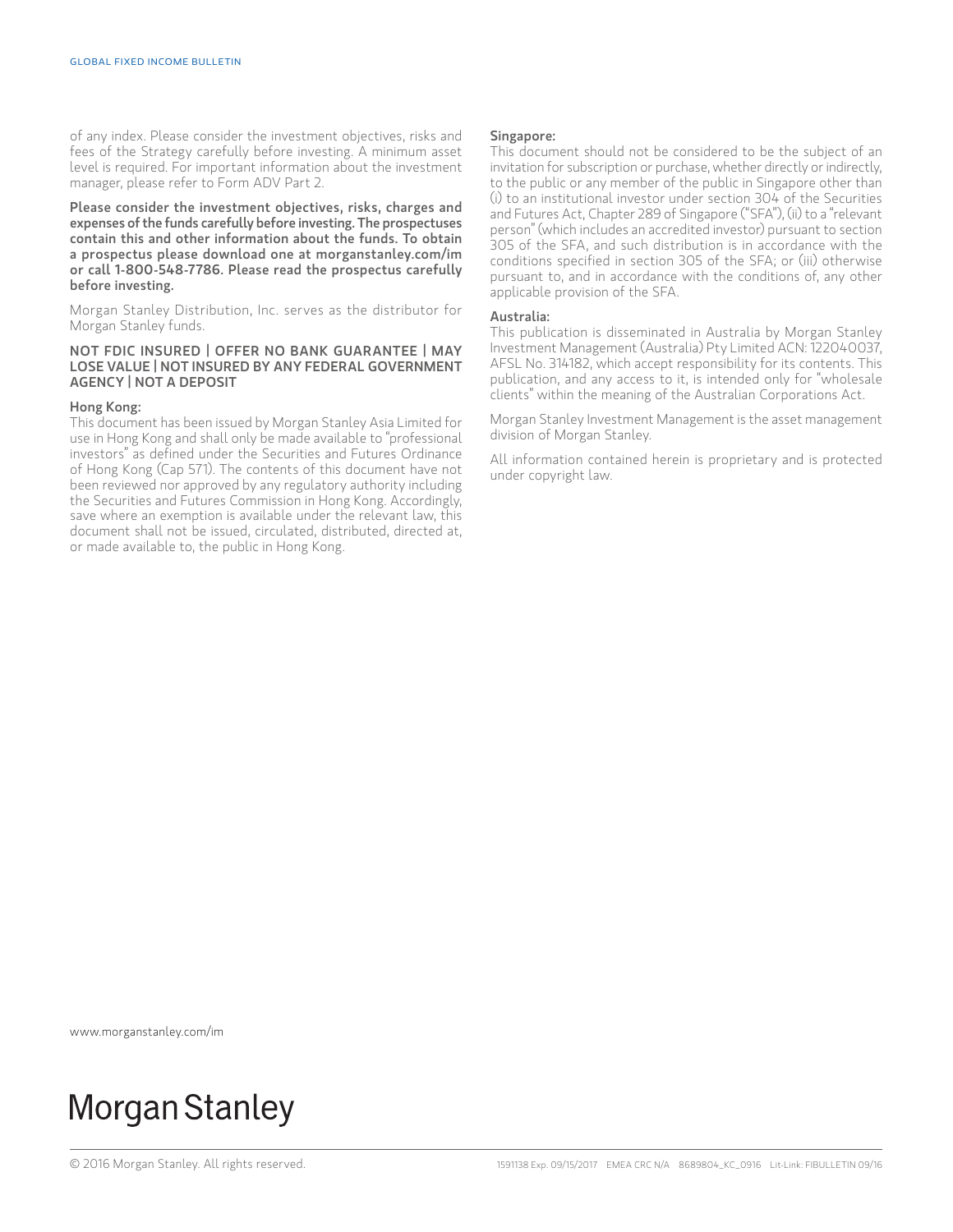of any index. Please consider the investment objectives, risks and fees of the Strategy carefully before investing. A minimum asset level is required. For important information about the investment manager, please refer to Form ADV Part 2.

**Please consider the investment objectives, risks, charges and expenses of the funds carefully before investing. The prospectuses contain this and other information about the funds. To obtain a prospectus please download one at morganstanley.com/im or call 1-800-548-7786. Please read the prospectus carefully before investing.**

Morgan Stanley Distribution, Inc. serves as the distributor for Morgan Stanley funds.

**NOT FDIC INSURED | OFFER NO BANK GUARANTEE | MAY LOSE VALUE | NOT INSURED BY ANY FEDERAL GOVERNMENT AGENCY | NOT A DEPOSIT**

**Hong Kong:**
This document has been issued by Morgan Stanley Asia Limited for use in Hong Kong and shall only be made available to "professional investors" as defined under the Securities and Futures Ordinance of Hong Kong (Cap 571). The contents of this document have not been reviewed nor approved by any regulatory authority including the Securities and Futures Commission in Hong Kong. Accordingly, save where an exemption is available under the relevant law, this document shall not be issued, circulated, distributed, directed at, or made available to, the public in Hong Kong.

**Singapore:**
This document should not be considered to be the subject of an invitation for subscription or purchase, whether directly or indirectly, to the public or any member of the public in Singapore other than (i) to an institutional investor under section 304 of the Securities and Futures Act, Chapter 289 of Singapore ("SFA"), (ii) to a "relevant person" (which includes an accredited investor) pursuant to section 305 of the SFA, and such distribution is in accordance with the conditions specified in section 305 of the SFA; or (iii) otherwise pursuant to, and in accordance with the conditions of, any other applicable provision of the SFA.

**Australia:**
This publication is disseminated in Australia by Morgan Stanley Investment Management (Australia) Pty Limited ACN: 122040037, AFSL No. 314182, which accept responsibility for its contents. This publication, and any access to it, is intended only for "wholesale clients" within the meaning of the Australian Corporations Act.

Morgan Stanley Investment Management is the asset management division of Morgan Stanley.

All information contained herein is proprietary and is protected under copyright law.

www.morganstanley.com/im

Morgan Stanley

© 2016 Morgan Stanley. All rights reserved.

1591138 Exp. 09/15/2017 EMEA CRC N/A 8689804_KC_0916 Lit-Link: FIBULLETIN 09/16